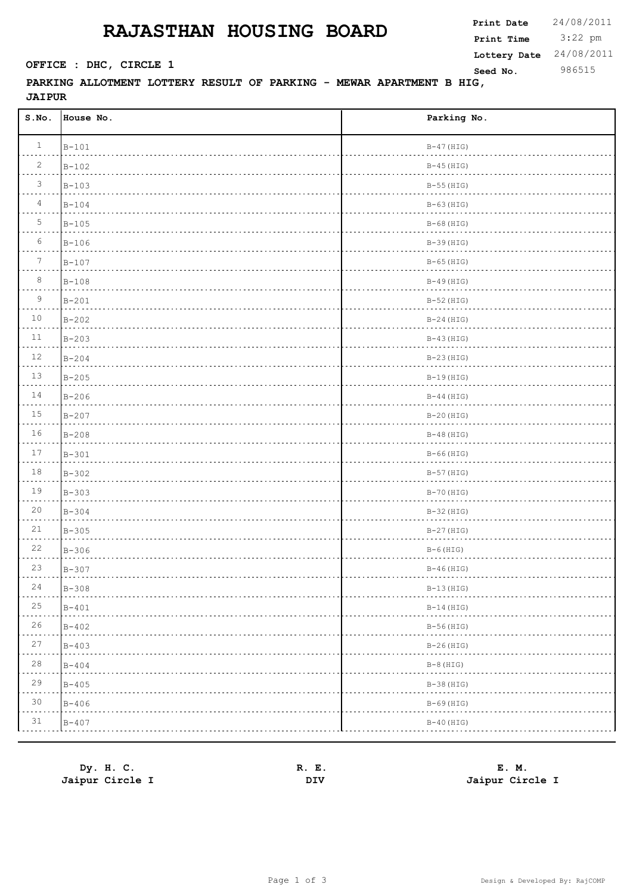# RAJASTHAN HOUSING BOARD

| | |
|---|---|
| **Print Date** | 24/08/2011 |
| **Print Time** | 3:22 pm |
| **Lottery Date** | 24/08/2011 |
| **Seed No.** | 986515 |

**OFFICE : DHC, CIRCLE 1**

**PARKING ALLOTMENT LOTTERY RESULT OF PARKING - MEWAR APARTMENT B HIG, JAIPUR**

| S.No. | House No. | Parking No. |
|---|---|---|
| 1 | B-101 | B-47(HIG) |
| 2 | B-102 | B-45(HIG) |
| 3 | B-103 | B-55(HIG) |
| 4 | B-104 | B-63(HIG) |
| 5 | B-105 | B-68(HIG) |
| 6 | B-106 | B-39(HIG) |
| 7 | B-107 | B-65(HIG) |
| 8 | B-108 | B-49(HIG) |
| 9 | B-201 | B-52(HIG) |
| 10 | B-202 | B-24(HIG) |
| 11 | B-203 | B-43(HIG) |
| 12 | B-204 | B-23(HIG) |
| 13 | B-205 | B-19(HIG) |
| 14 | B-206 | B-44(HIG) |
| 15 | B-207 | B-20(HIG) |
| 16 | B-208 | B-48(HIG) |
| 17 | B-301 | B-66(HIG) |
| 18 | B-302 | B-57(HIG) |
| 19 | B-303 | B-70(HIG) |
| 20 | B-304 | B-32(HIG) |
| 21 | B-305 | B-27(HIG) |
| 22 | B-306 | B-6(HIG) |
| 23 | B-307 | B-46(HIG) |
| 24 | B-308 | B-13(HIG) |
| 25 | B-401 | B-14(HIG) |
| 26 | B-402 | B-56(HIG) |
| 27 | B-403 | B-26(HIG) |
| 28 | B-404 | B-8(HIG) |
| 29 | B-405 | B-38(HIG) |
| 30 | B-406 | B-69(HIG) |
| 31 | B-407 | B-40(HIG) |

| **Dy. H. C.** | **R. E.** | **E. M.** |
|---|---|---|
| **Jaipur Circle I** | **DIV** | **Jaipur Circle I** |

Design & Developed By: RajCOMP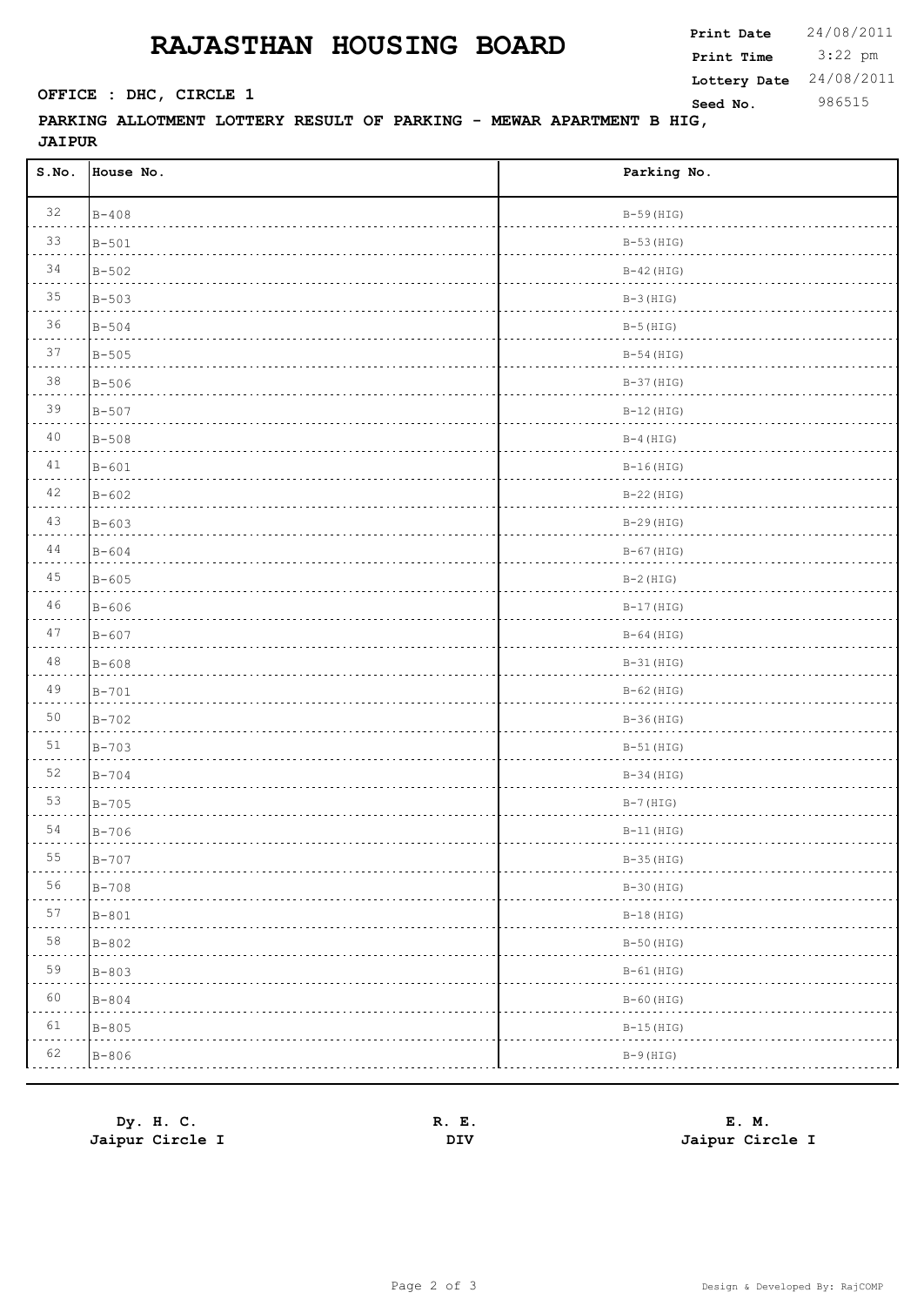# RAJASTHAN HOUSING BOARD

**Print Date** 24/08/2011
**Print Time** 3:22 pm
**Lottery Date** 24/08/2011
**Seed No.** 986515

**OFFICE : DHC, CIRCLE 1**

**PARKING ALLOTMENT LOTTERY RESULT OF PARKING - MEWAR APARTMENT B HIG, JAIPUR**

| S.No. | House No. | Parking No. |
|---|---|---|
| 32 | B-408 | B-59(HIG) |
| 33 | B-501 | B-53(HIG) |
| 34 | B-502 | B-42(HIG) |
| 35 | B-503 | B-3(HIG) |
| 36 | B-504 | B-5(HIG) |
| 37 | B-505 | B-54(HIG) |
| 38 | B-506 | B-37(HIG) |
| 39 | B-507 | B-12(HIG) |
| 40 | B-508 | B-4(HIG) |
| 41 | B-601 | B-16(HIG) |
| 42 | B-602 | B-22(HIG) |
| 43 | B-603 | B-29(HIG) |
| 44 | B-604 | B-67(HIG) |
| 45 | B-605 | B-2(HIG) |
| 46 | B-606 | B-17(HIG) |
| 47 | B-607 | B-64(HIG) |
| 48 | B-608 | B-31(HIG) |
| 49 | B-701 | B-62(HIG) |
| 50 | B-702 | B-36(HIG) |
| 51 | B-703 | B-51(HIG) |
| 52 | B-704 | B-34(HIG) |
| 53 | B-705 | B-7(HIG) |
| 54 | B-706 | B-11(HIG) |
| 55 | B-707 | B-35(HIG) |
| 56 | B-708 | B-30(HIG) |
| 57 | B-801 | B-18(HIG) |
| 58 | B-802 | B-50(HIG) |
| 59 | B-803 | B-61(HIG) |
| 60 | B-804 | B-60(HIG) |
| 61 | B-805 | B-15(HIG) |
| 62 | B-806 | B-9(HIG) |

**Dy. H. C.**
**Jaipur Circle I**

**R. E.**
**DIV**

**E. M.**
**Jaipur Circle I**

Design & Developed By: RajCOMP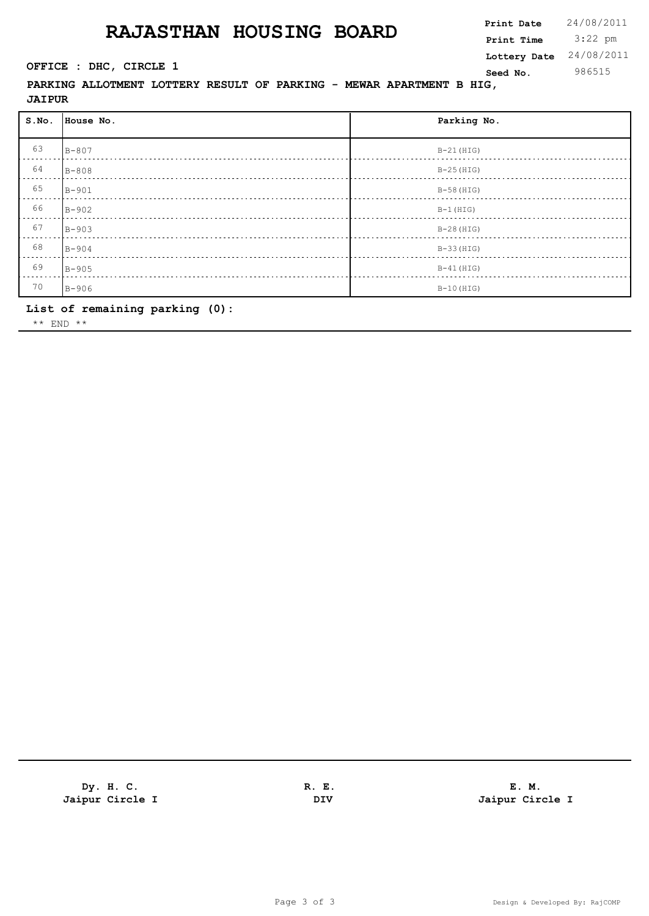# RAJASTHAN HOUSING BOARD

**Print Date** 24/08/2011
**Print Time** 3:22 pm
**Lottery Date** 24/08/2011
**Seed No.** 986515

**OFFICE : DHC, CIRCLE 1**

**PARKING ALLOTMENT LOTTERY RESULT OF PARKING - MEWAR APARTMENT B HIG, JAIPUR**

| S.No. | House No. | Parking No. |
|---|---|---|
| 63 | B-807 | B-21(HIG) |
| 64 | B-808 | B-25(HIG) |
| 65 | B-901 | B-58(HIG) |
| 66 | B-902 | B-1(HIG) |
| 67 | B-903 | B-28(HIG) |
| 68 | B-904 | B-33(HIG) |
| 69 | B-905 | B-41(HIG) |
| 70 | B-906 | B-10(HIG) |

**List of remaining parking (0):**

** END **

**Dy. H. C.**
**Jaipur Circle I**

**R. E.**
**DIV**

**E. M.**
**Jaipur Circle I**

Design & Developed By: RajCOMP